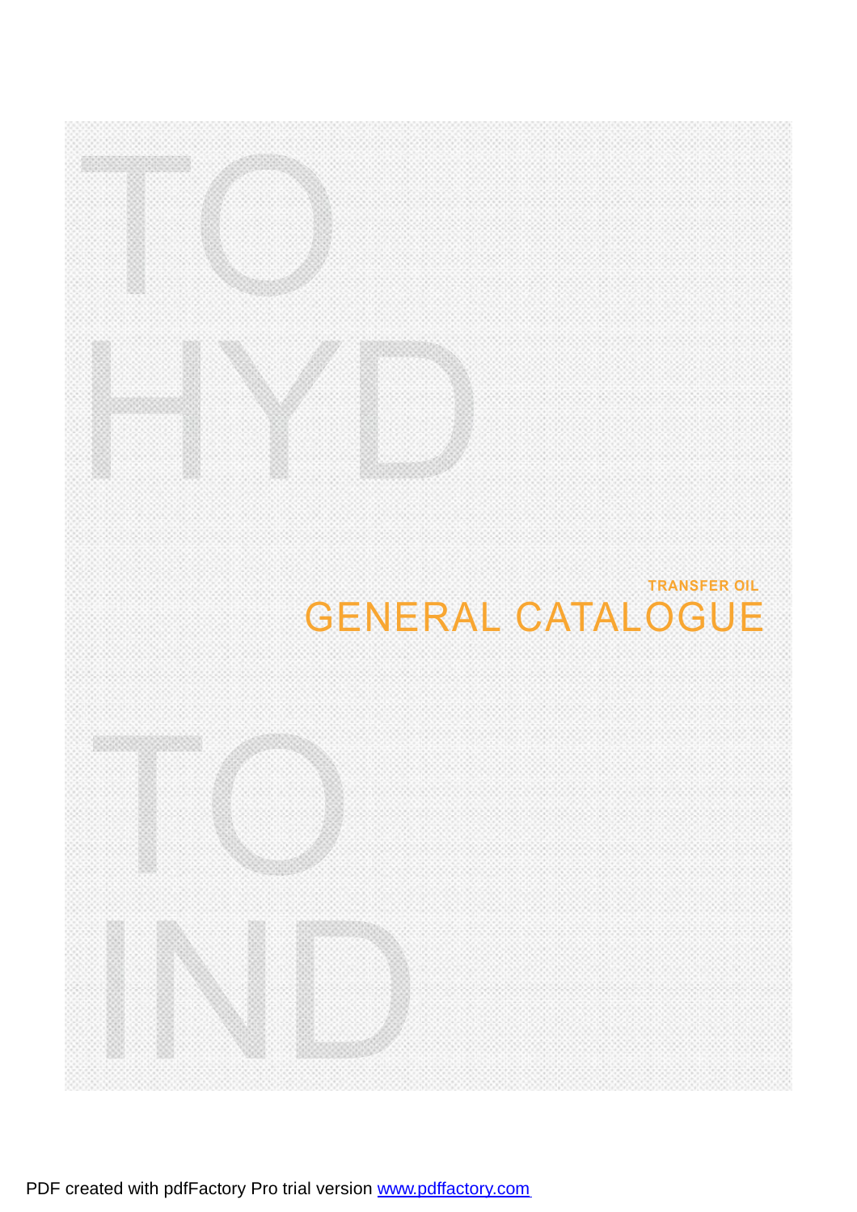TO

HYD

TRANSFER OIL

# GENERAL CATALOGUE

TO

IND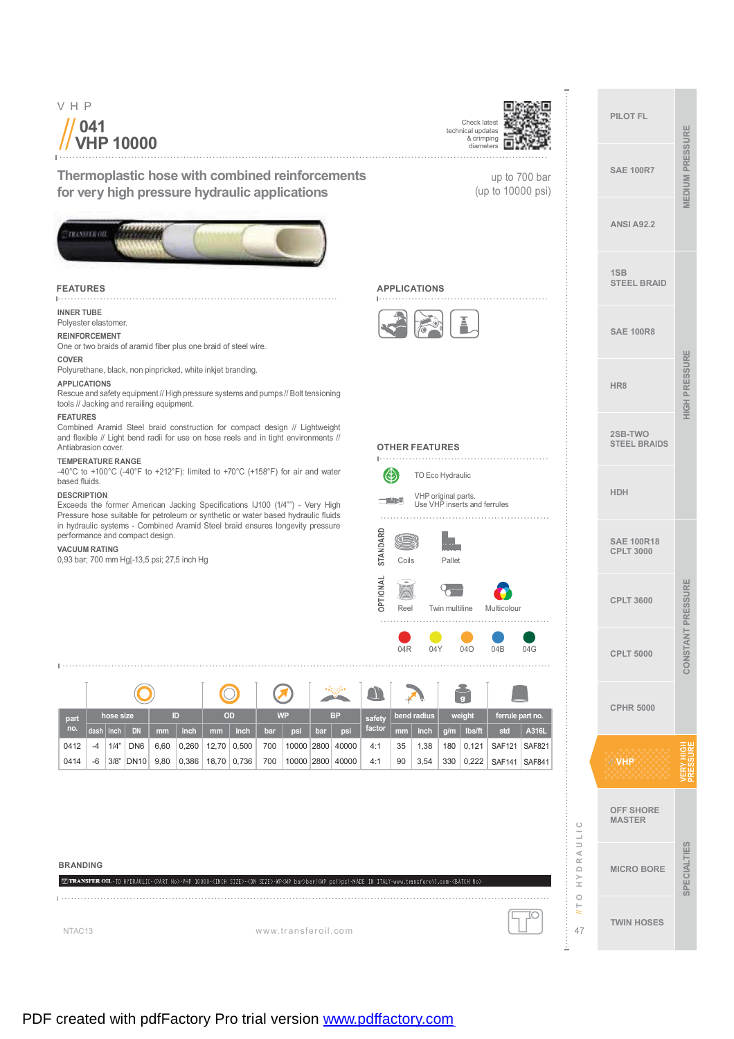V H P

# 041 VHP 10000

Check latest technical updates & crimping diameters

## Thermoplastic hose with combined reinforcements for very high pressure hydraulic applications

up to 700 bar
(up to 10000 psi)

## FEATURES

**INNER TUBE**
Polyester elastomer.

**REINFORCEMENT**
One or two braids of aramid fiber plus one braid of steel wire.

**COVER**
Polyurethane, black, non pinpricked, white inkjet branding.

**APPLICATIONS**
Rescue and safety equipment // High pressure systems and pumps // Bolt tensioning tools // Jacking and rerailing equipment.

**FEATURES**
Combined Aramid Steel braid construction for compact design // Lightweight and flexible // Light bend radii for use on hose reels and in tight environments // Antiabrasion cover.

**TEMPERATURE RANGE**
-40°C to +100°C (-40°F to +212°F): limited to +70°C (+158°F) for air and water based fluids.

**DESCRIPTION**
Exceeds the former American Jacking Specifications IJ100 (1/4"") - Very High Pressure hose suitable for petroleum or synthetic or water based hydraulic fluids in hydraulic systems - Combined Aramid Steel braid ensures longevity pressure performance and compact design.

**VACUUM RATING**
0,93 bar; 700 mm Hg|-13,5 psi; 27,5 inch Hg

## APPLICATIONS

## OTHER FEATURES

TO Eco Hydraulic

VHP original parts.
Use VHP inserts and ferrules

STANDARD: Coils, Pallet

OPTIONAL: Reel, Twin multiline, Multicolour

04R, 04Y, 04O, 04B, 04G

| part no. | hose size | | | ID | | OD | | WP | | BP | | safety factor | bend radius | | weight | | ferrule part no. | |
|---|---|---|---|---|---|---|---|---|---|---|---|---|---|---|---|---|---|---|
| | dash | inch | DN | mm | inch | mm | inch | bar | psi | bar | psi | | mm | inch | g/m | lbs/ft | std | A316L |
| 0412 | -4 | 1/4" | DN6 | 6,60 | 0,260 | 12,70 | 0,500 | 700 | 10000 | 2800 | 40000 | 4:1 | 35 | 1,38 | 180 | 0,121 | SAF121 | SAF821 |
| 0414 | -6 | 3/8" | DN10 | 9,80 | 0,386 | 18,70 | 0,736 | 700 | 10000 | 2800 | 40000 | 4:1 | 90 | 3,54 | 330 | 0,222 | SAF141 | SAF841 |

## BRANDING

TRANSFER OIL-TO HYDRAULIC-<PART No>-VHP 10000-<INCH SIZE>-<DN SIZE>-WP<WP bar>bar/<WP psi>psi-MADE IN ITALY-www.transferoil.com-<BATCH No>

NTAC13

www.transferoil.com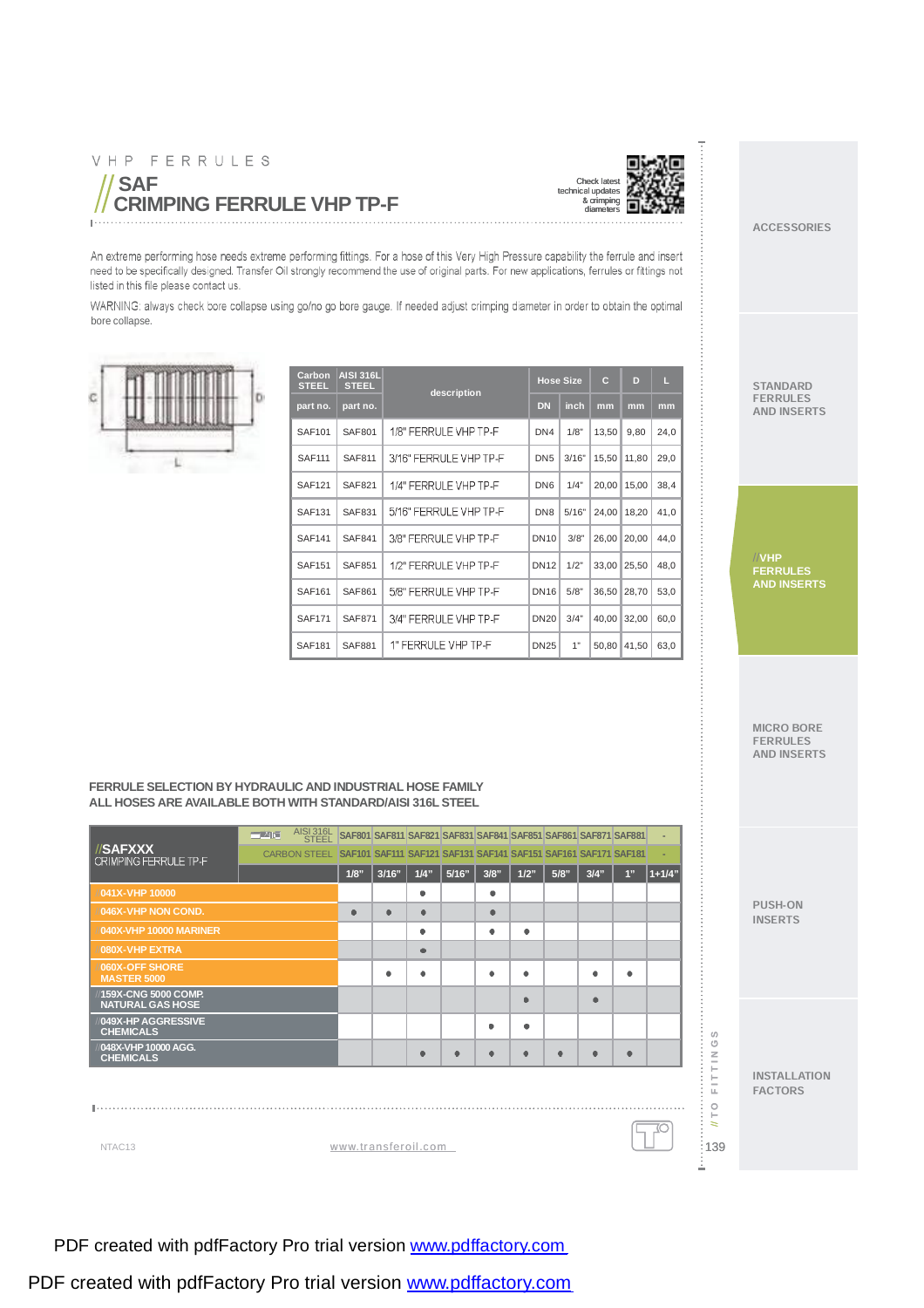VHP FERRULES

# //SAF CRIMPING FERRULE VHP TP-F

Check latest technical updates & crimping diameters

An extreme performing hose needs extreme performing fittings. For a hose of this Very High Pressure capability the ferrule and insert need to be specifically designed. Transfer Oil strongly recommend the use of original parts. For new applications, ferrules or fittings not listed in this file please contact us.

WARNING: always check bore collapse using go/no go bore gauge. If needed adjust crimping diameter in order to obtain the optimal bore collapse.

| Carbon STEEL | AISI 316L STEEL | description | Hose Size | | C | D | L |
|---|---|---|---|---|---|---|---|
| part no. | part no. | | DN | inch | mm | mm | mm |
| SAF101 | SAF801 | 1/8" FERRULE VHP TP-F | DN4 | 1/8" | 13,50 | 9,80 | 24,0 |
| SAF111 | SAF811 | 3/16" FERRULE VHP TP-F | DN5 | 3/16" | 15,50 | 11,80 | 29,0 |
| SAF121 | SAF821 | 1/4" FERRULE VHP TP-F | DN6 | 1/4" | 20,00 | 15,00 | 38,4 |
| SAF131 | SAF831 | 5/16" FERRULE VHP TP-F | DN8 | 5/16" | 24,00 | 18,20 | 41,0 |
| SAF141 | SAF841 | 3/8" FERRULE VHP TP-F | DN10 | 3/8" | 26,00 | 20,00 | 44,0 |
| SAF151 | SAF851 | 1/2" FERRULE VHP TP-F | DN12 | 1/2" | 33,00 | 25,50 | 48,0 |
| SAF161 | SAF861 | 5/8" FERRULE VHP TP-F | DN16 | 5/8" | 36,50 | 28,70 | 53,0 |
| SAF171 | SAF871 | 3/4" FERRULE VHP TP-F | DN20 | 3/4" | 40,00 | 32,00 | 60,0 |
| SAF181 | SAF881 | 1" FERRULE VHP TP-F | DN25 | 1" | 50,80 | 41,50 | 63,0 |

**FERRULE SELECTION BY HYDRAULIC AND INDUSTRIAL HOSE FAMILY**
**ALL HOSES ARE AVAILABLE BOTH WITH STANDARD/AISI 316L STEEL**

| //SAFXXX CRIMPING FERRULE TP-F | AISI 316L STEEL | SAF801 | SAF811 | SAF821 | SAF831 | SAF841 | SAF851 | SAF861 | SAF871 | SAF881 | - |
|---|---|---|---|---|---|---|---|---|---|---|---|
| | CARBON STEEL | SAF101 | SAF111 | SAF121 | SAF131 | SAF141 | SAF151 | SAF161 | SAF171 | SAF181 | - |
| | | 1/8" | 3/16" | 1/4" | 5/16" | 3/8" | 1/2" | 5/8" | 3/4" | 1" | 1+1/4" |
| 041X-VHP 10000 | | | | • | | • | | | | | |
| 046X-VHP NON COND. | | • | • | • | | • | | | | | |
| 040X-VHP 10000 MARINER | | | | • | | • | • | | | | |
| 080X-VHP EXTRA | | | | • | | | | | | | |
| 060X-OFF SHORE MASTER 5000 | | | • | • | | • | • | | • | • | |
| //159X-CNG 5000 COMP. NATURAL GAS HOSE | | | | | | | • | | • | | |
| //049X-HP AGGRESSIVE CHEMICALS | | | | | | • | • | | | | |
| //048X-VHP 10000 AGG. CHEMICALS | | | | • | • | • | • | • | • | • | |

NTAC13

www.transferoil.com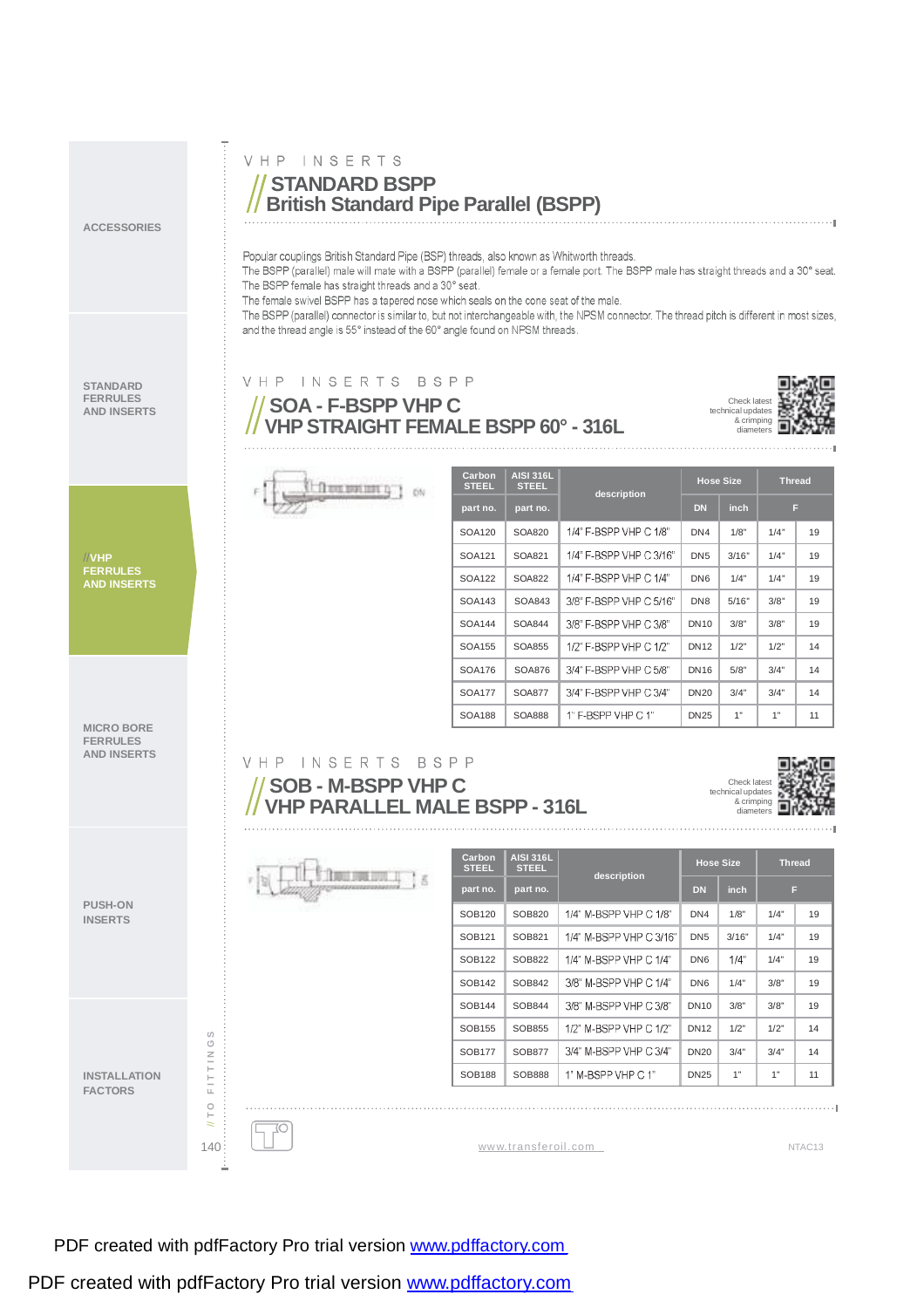VHP INSERTS

# STANDARD BSPP
# British Standard Pipe Parallel (BSPP)

Popular couplings British Standard Pipe (BSP) threads, also known as Whitworth threads.
The BSPP (parallel) male will mate with a BSPP (parallel) female or a female port. The BSPP male has straight threads and a 30° seat.
The BSPP female has straight threads and a 30° seat.
The female swivel BSPP has a tapered nose which seals on the cone seat of the male.
The BSPP (parallel) connector is similar to, but not interchangeable with, the NPSM connector. The thread pitch is different in most sizes, and the thread angle is 55° instead of the 60° angle found on NPSM threads.

VHP INSERTS BSPP

## SOA - F-BSPP VHP C
## VHP STRAIGHT FEMALE BSPP 60° - 316L

Check latest technical updates & crimping diameters

| Carbon STEEL | AISI 316L STEEL | description | Hose Size | | Thread | |
|---|---|---|---|---|---|---|
| part no. | part no. | | DN | inch | F | |
| SOA120 | SOA820 | 1/4" F-BSPP VHP C 1/8" | DN4 | 1/8" | 1/4" | 19 |
| SOA121 | SOA821 | 1/4" F-BSPP VHP C 3/16" | DN5 | 3/16" | 1/4" | 19 |
| SOA122 | SOA822 | 1/4" F-BSPP VHP C 1/4" | DN6 | 1/4" | 1/4" | 19 |
| SOA143 | SOA843 | 3/8" F-BSPP VHP C 5/16" | DN8 | 5/16" | 3/8" | 19 |
| SOA144 | SOA844 | 3/8" F-BSPP VHP C 3/8" | DN10 | 3/8" | 3/8" | 19 |
| SOA155 | SOA855 | 1/2" F-BSPP VHP C 1/2" | DN12 | 1/2" | 1/2" | 14 |
| SOA176 | SOA876 | 3/4" F-BSPP VHP C 5/8" | DN16 | 5/8" | 3/4" | 14 |
| SOA177 | SOA877 | 3/4" F-BSPP VHP C 3/4" | DN20 | 3/4" | 3/4" | 14 |
| SOA188 | SOA888 | 1" F-BSPP VHP C 1" | DN25 | 1" | 1" | 11 |

VHP INSERTS BSPP

## SOB - M-BSPP VHP C
## VHP PARALLEL MALE BSPP - 316L

Check latest technical updates & crimping diameters

| Carbon STEEL | AISI 316L STEEL | description | Hose Size | | Thread | |
|---|---|---|---|---|---|---|
| part no. | part no. | | DN | inch | F | |
| SOB120 | SOB820 | 1/4" M-BSPP VHP C 1/8" | DN4 | 1/8" | 1/4" | 19 |
| SOB121 | SOB821 | 1/4" M-BSPP VHP C 3/16" | DN5 | 3/16" | 1/4" | 19 |
| SOB122 | SOB822 | 1/4" M-BSPP VHP C 1/4" | DN6 | 1/4" | 1/4" | 19 |
| SOB142 | SOB842 | 3/8" M-BSPP VHP C 1/4" | DN6 | 1/4" | 3/8" | 19 |
| SOB144 | SOB844 | 3/8" M-BSPP VHP C 3/8" | DN10 | 3/8" | 3/8" | 19 |
| SOB155 | SOB855 | 1/2" M-BSPP VHP C 1/2" | DN12 | 1/2" | 1/2" | 14 |
| SOB177 | SOB877 | 3/4" M-BSPP VHP C 3/4" | DN20 | 3/4" | 3/4" | 14 |
| SOB188 | SOB888 | 1" M-BSPP VHP C 1" | DN25 | 1" | 1" | 11 |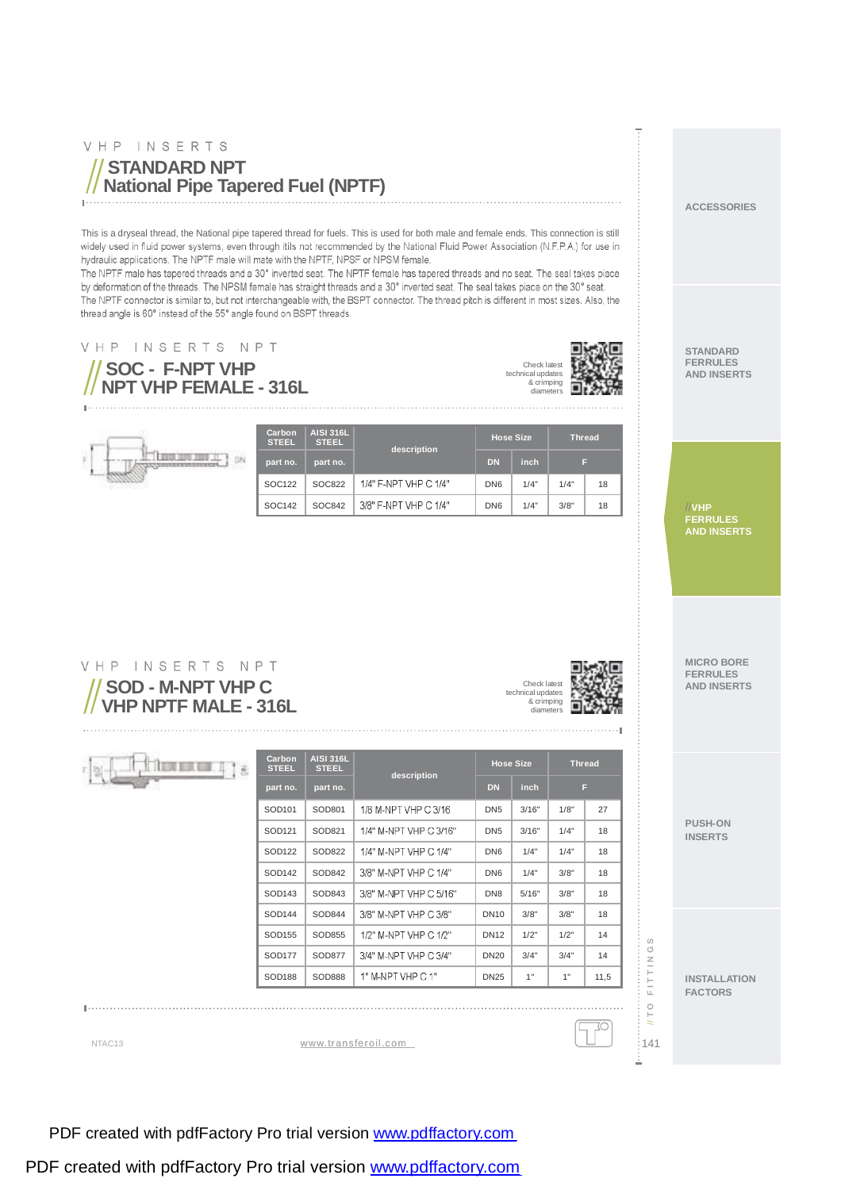VHP INSERTS

## STANDARD NPT
## National Pipe Tapered Fuel (NPTF)

This is a dryseal thread, the National pipe tapered thread for fuels. This is used for both male and female ends. This connection is still widely used in fluid power systems, even through itils not recommended by the National Fluid Power Association (N.F.P.A.) for use in hydraulic applications. The NPTF male will mate with the NPTF, NPSF or NPSM female.
The NPTF male has tapered threads and a 30° inverted seat. The NPTF female has tapered threads and no seat. The seal takes place by deformation of the threads. The NPSM female has straight threads and a 30° inverted seat. The seal takes place on the 30° seat.
The NPTF connector is similar to, but not interchangeable with, the BSPT connector. The thread pitch is different in most sizes. Also, the thread angle is 60° instead of the 55° angle found on BSPT threads.

VHP INSERTS NPT

## SOC - F-NPT VHP
## NPT VHP FEMALE - 316L

Check latest technical updates & crimping diameters

| Carbon STEEL | AISI 316L STEEL | description | Hose Size | | Thread | |
|---|---|---|---|---|---|---|
| part no. | part no. | | DN | inch | F | |
| SOC122 | SOC822 | 1/4" F-NPT VHP C 1/4" | DN6 | 1/4" | 1/4" | 18 |
| SOC142 | SOC842 | 3/8" F-NPT VHP C 1/4" | DN6 | 1/4" | 3/8" | 18 |

VHP INSERTS NPT

## SOD - M-NPT VHP C
## VHP NPTF MALE - 316L

Check latest technical updates & crimping diameters

| Carbon STEEL | AISI 316L STEEL | description | Hose Size | | Thread | |
|---|---|---|---|---|---|---|
| part no. | part no. | | DN | inch | F | |
| SOD101 | SOD801 | 1/8 M-NPT VHP C 3/16 | DN5 | 3/16" | 1/8" | 27 |
| SOD121 | SOD821 | 1/4" M-NPT VHP C 3/16" | DN5 | 3/16" | 1/4" | 18 |
| SOD122 | SOD822 | 1/4" M-NPT VHP C 1/4" | DN6 | 1/4" | 1/4" | 18 |
| SOD142 | SOD842 | 3/8" M-NPT VHP C 1/4" | DN6 | 1/4" | 3/8" | 18 |
| SOD143 | SOD843 | 3/8" M-NPT VHP C 5/16" | DN8 | 5/16" | 3/8" | 18 |
| SOD144 | SOD844 | 3/8" M-NPT VHP C 3/8" | DN10 | 3/8" | 3/8" | 18 |
| SOD155 | SOD855 | 1/2" M-NPT VHP C 1/2" | DN12 | 1/2" | 1/2" | 14 |
| SOD177 | SOD877 | 3/4" M-NPT VHP C 3/4" | DN20 | 3/4" | 3/4" | 14 |
| SOD188 | SOD888 | 1" M-NPT VHP C 1" | DN25 | 1" | 1" | 11,5 |

ACCESSORIES

STANDARD FERRULES AND INSERTS

// VHP FERRULES AND INSERTS

MICRO BORE FERRULES AND INSERTS

PUSH-ON INSERTS

INSTALLATION FACTORS

NTAC13

www.transferoil.com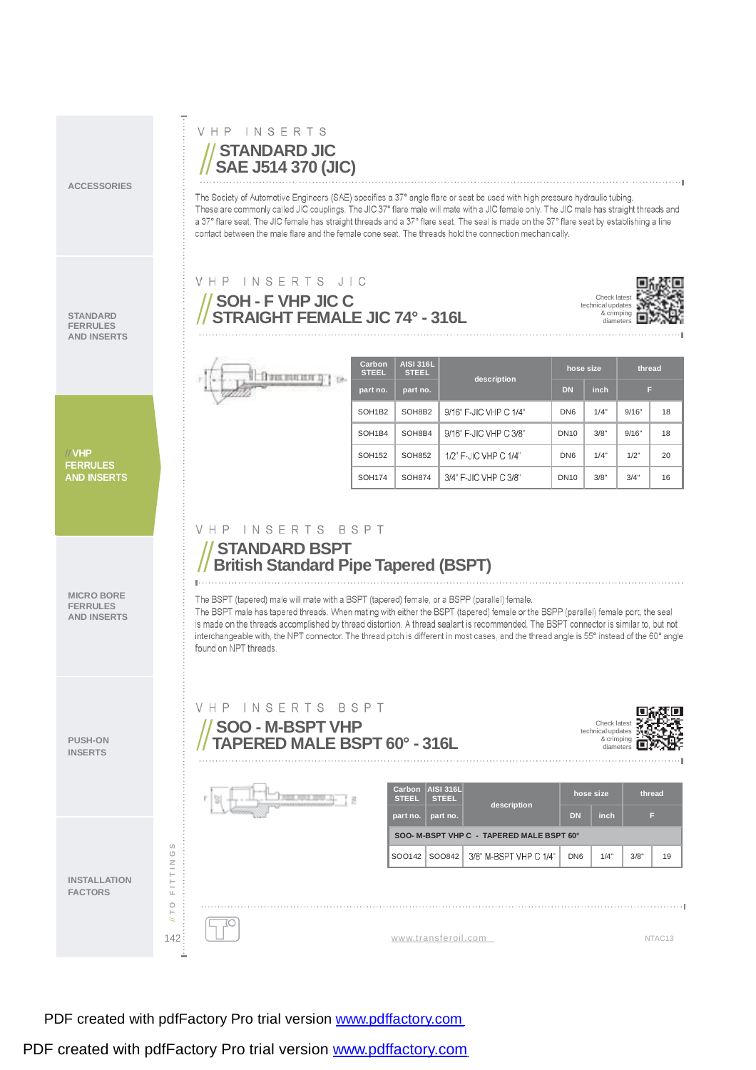VHP INSERTS

## STANDARD JIC SAE J514 370 (JIC)

The Society of Automotive Engineers (SAE) specifies a 37° angle flare or seat be used with high pressure hydraulic tubing. These are commonly called JIC couplings. The JIC 37° flare male will mate with a JIC female only. The JIC male has straight threads and a 37° flare seat. The JIC female has straight threads and a 37° flare seat. The seal is made on the 37° flare seat by establishing a line contact between the male flare and the female cone seat. The threads hold the connection mechanically.

VHP INSERTS JIC

## SOH - F VHP JIC C STRAIGHT FEMALE JIC 74° - 316L

Check latest technical updates & crimping diameters

| Carbon STEEL | AISI 316L STEEL | description | hose size | | thread | |
|---|---|---|---|---|---|---|
| part no. | part no. | | DN | inch | F | |
| SOH1B2 | SOH8B2 | 9/16" F-JIC VHP C 1/4" | DN6 | 1/4" | 9/16" | 18 |
| SOH1B4 | SOH8B4 | 9/16" F-JIC VHP C 3/8" | DN10 | 3/8" | 9/16" | 18 |
| SOH152 | SOH852 | 1/2" F-JIC VHP C 1/4" | DN6 | 1/4" | 1/2" | 20 |
| SOH174 | SOH874 | 3/4" F-JIC VHP C 3/8" | DN10 | 3/8" | 3/4" | 16 |

VHP INSERTS BSPT

## STANDARD BSPT British Standard Pipe Tapered (BSPT)

The BSPT (tapered) male will mate with a BSPT (tapered) female, or a BSPP (parallel) female.
The BSPT male has tapered threads. When mating with either the BSPT (tapered) female or the BSPP (parallel) female port, the seal is made on the threads accomplished by thread distortion. A thread sealant is recommended. The BSPT connector is similar to, but not interchangeable with, the NPT connector. The thread pitch is different in most cases, and the thread angle is 55° instead of the 60° angle found on NPT threads.

VHP INSERTS BSPT

## SOO - M-BSPT VHP TAPERED MALE BSPT 60° - 316L

Check latest technical updates & crimping diameters

| Carbon STEEL | AISI 316L STEEL | description | hose size | | thread | |
|---|---|---|---|---|---|---|
| part no. | part no. | | DN | inch | F | |
| SOO- M-BSPT VHP C - TAPERED MALE BSPT 60° | | | | | | |
| SOO142 | SOO842 | 3/8" M-BSPT VHP C 1/4" | DN6 | 1/4" | 3/8" | 19 |

www.transferoil.com

NTAC13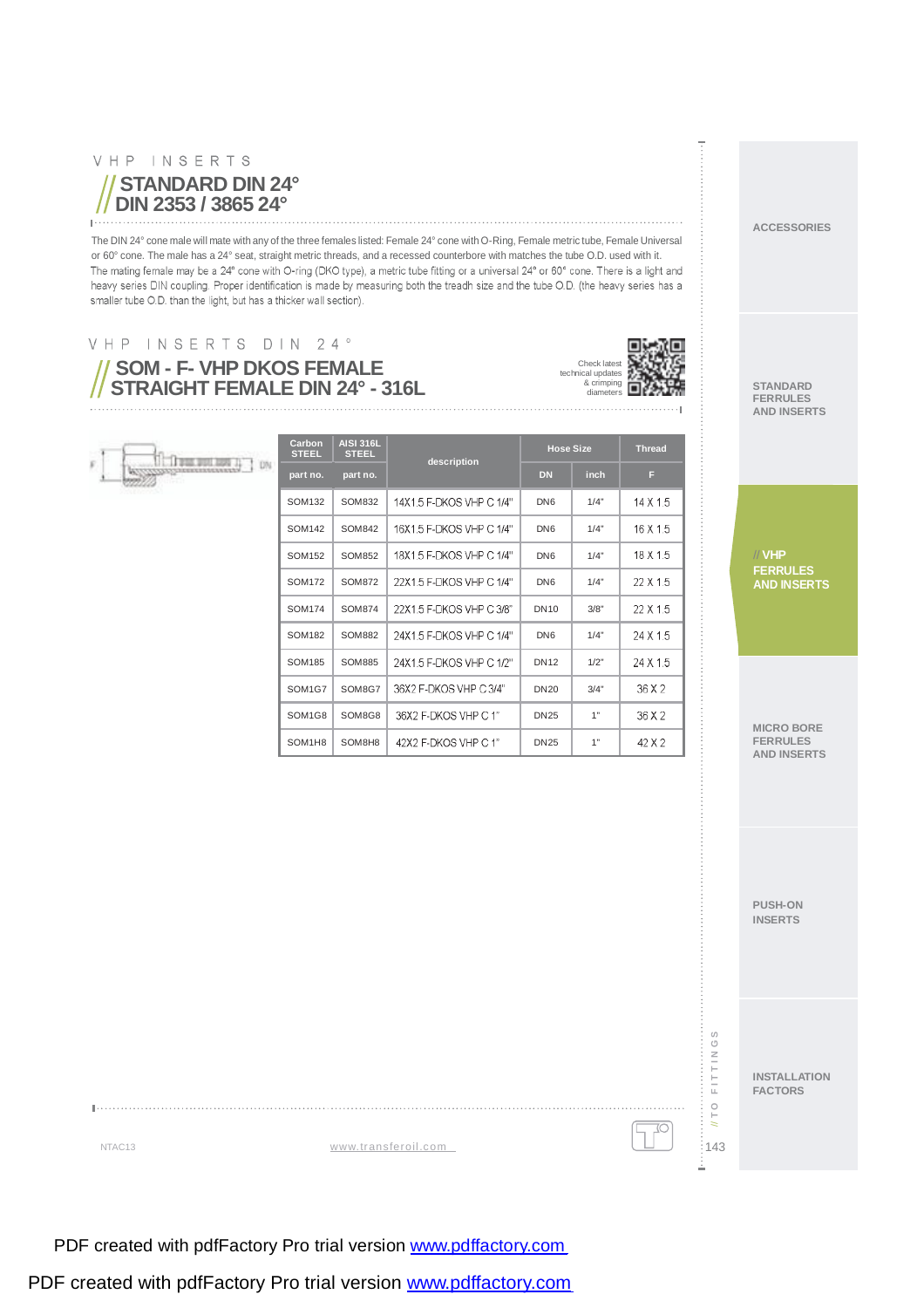VHP INSERTS

## STANDARD DIN 24°
## DIN 2353 / 3865 24°

The DIN 24° cone male will mate with any of the three females listed: Female 24° cone with O-Ring, Female metric tube, Female Universal or 60° cone. The male has a 24° seat, straight metric threads, and a recessed counterbore with matches the tube O.D. used with it. The mating female may be a 24° cone with O-ring (DKO type), a metric tube fitting or a universal 24° or 60° cone. There is a light and heavy series DIN coupling. Proper identification is made by measuring both the treadh size and the tube O.D. (the heavy series has a smaller tube O.D. than the light, but has a thicker wall section).

VHP INSERTS DIN 24°

## SOM - F- VHP DKOS FEMALE
## STRAIGHT FEMALE DIN 24° - 316L

Check latest technical updates & crimping diameters

| Carbon STEEL | AISI 316L STEEL | description | Hose Size | | Thread |
|---|---|---|---|---|---|
| part no. | part no. | | DN | inch | F |
| SOM132 | SOM832 | 14X1.5 F-DKOS VHP C 1/4" | DN6 | 1/4" | 14 X 1.5 |
| SOM142 | SOM842 | 16X1.5 F-DKOS VHP C 1/4" | DN6 | 1/4" | 16 X 1.5 |
| SOM152 | SOM852 | 18X1.5 F-DKOS VHP C 1/4" | DN6 | 1/4" | 18 X 1.5 |
| SOM172 | SOM872 | 22X1.5 F-DKOS VHP C 1/4" | DN6 | 1/4" | 22 X 1.5 |
| SOM174 | SOM874 | 22X1.5 F-DKOS VHP C 3/8" | DN10 | 3/8" | 22 X 1.5 |
| SOM182 | SOM882 | 24X1.5 F-DKOS VHP C 1/4" | DN6 | 1/4" | 24 X 1.5 |
| SOM185 | SOM885 | 24X1.5 F-DKOS VHP C 1/2" | DN12 | 1/2" | 24 X 1.5 |
| SOM1G7 | SOM8G7 | 36X2 F-DKOS VHP C 3/4" | DN20 | 3/4" | 36 X 2 |
| SOM1G8 | SOM8G8 | 36X2 F-DKOS VHP C 1" | DN25 | 1" | 36 X 2 |
| SOM1H8 | SOM8H8 | 42X2 F-DKOS VHP C 1" | DN25 | 1" | 42 X 2 |

NTAC13 www.transferoil.com

ACCESSORIES

STANDARD FERRULES AND INSERTS

// VHP FERRULES AND INSERTS

MICRO BORE FERRULES AND INSERTS

PUSH-ON INSERTS

INSTALLATION FACTORS

PDF created with pdfFactory Pro trial version www.pdffactory.com

PDF created with pdfFactory Pro trial version www.pdffactory.com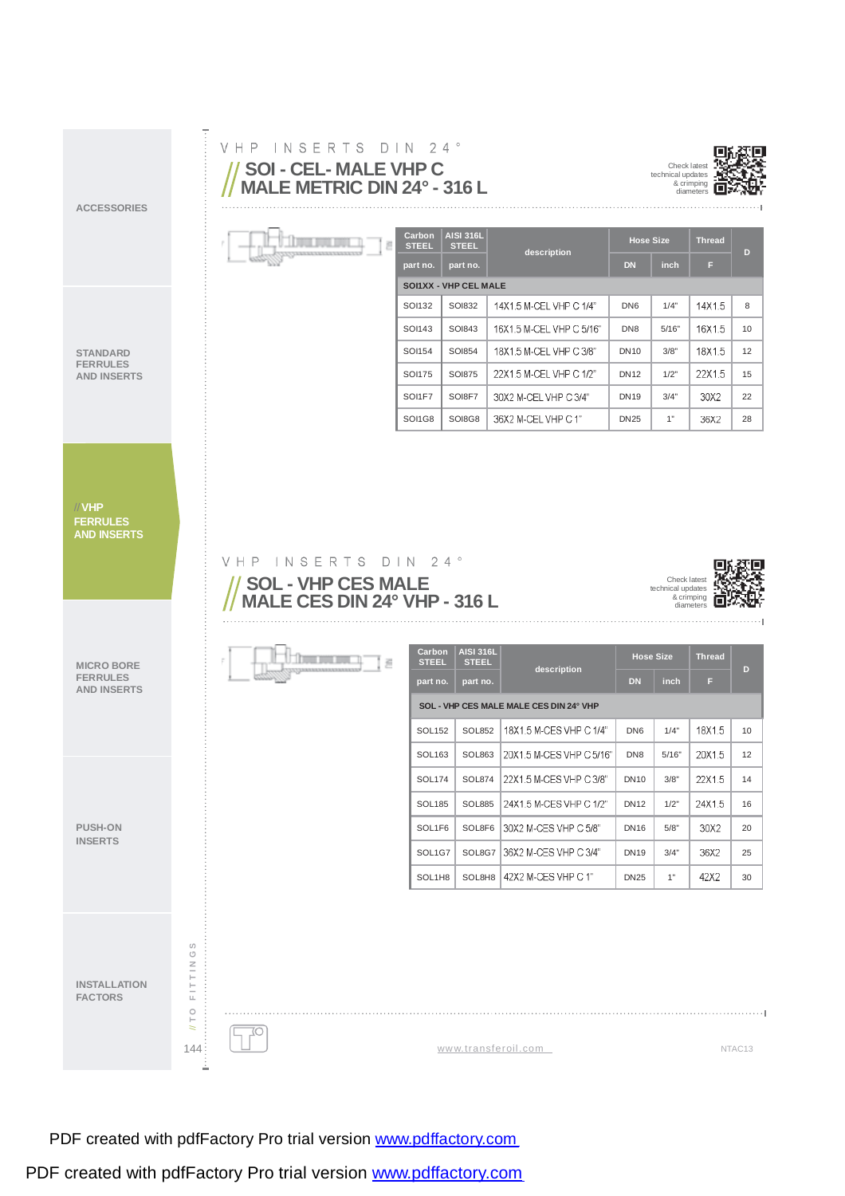ACCESSORIES

STANDARD FERRULES AND INSERTS

// VHP FERRULES AND INSERTS

MICRO BORE FERRULES AND INSERTS

PUSH-ON INSERTS

INSTALLATION FACTORS

VHP INSERTS DIN 24°

## // SOI - CEL- MALE VHP C MALE METRIC DIN 24° - 316 L

Check latest technical updates & crimping diameters

| Carbon STEEL | AISI 316L STEEL | description | Hose Size | | Thread | D |
|---|---|---|---|---|---|---|
| part no. | part no. | | DN | inch | F | |
| SOI1XX - VHP CEL MALE | | | | | | |
| SOI132 | SOI832 | 14X1.5 M-CEL VHP C 1/4" | DN6 | 1/4" | 14X1.5 | 8 |
| SOI143 | SOI843 | 16X1.5 M-CEL VHP C 5/16" | DN8 | 5/16" | 16X1.5 | 10 |
| SOI154 | SOI854 | 18X1.5 M-CEL VHP C 3/8" | DN10 | 3/8" | 18X1.5 | 12 |
| SOI175 | SOI875 | 22X1.5 M-CEL VHP C 1/2" | DN12 | 1/2" | 22X1.5 | 15 |
| SOI1F7 | SOI8F7 | 30X2 M-CEL VHP C 3/4" | DN19 | 3/4" | 30X2 | 22 |
| SOI1G8 | SOI8G8 | 36X2 M-CEL VHP C 1" | DN25 | 1" | 36X2 | 28 |

VHP INSERTS DIN 24°

## // SOL - VHP CES MALE MALE CES DIN 24° VHP - 316 L

Check latest technical updates & crimping diameters

| Carbon STEEL | AISI 316L STEEL | description | Hose Size | | Thread | D |
|---|---|---|---|---|---|---|
| part no. | part no. | | DN | inch | F | |
| SOL - VHP CES MALE MALE CES DIN 24° VHP | | | | | | |
| SOL152 | SOL852 | 18X1.5 M-CES VHP C 1/4" | DN6 | 1/4" | 18X1.5 | 10 |
| SOL163 | SOL863 | 20X1.5 M-CES VHP C 5/16" | DN8 | 5/16" | 20X1.5 | 12 |
| SOL174 | SOL874 | 22X1.5 M-CES VHP C 3/8" | DN10 | 3/8" | 22X1.5 | 14 |
| SOL185 | SOL885 | 24X1.5 M-CES VHP C 1/2" | DN12 | 1/2" | 24X1.5 | 16 |
| SOL1F6 | SOL8F6 | 30X2 M-CES VHP C 5/8" | DN16 | 5/8" | 30X2 | 20 |
| SOL1G7 | SOL8G7 | 36X2 M-CES VHP C 3/4" | DN19 | 3/4" | 36X2 | 25 |
| SOL1H8 | SOL8H8 | 42X2 M-CES VHP C 1" | DN25 | 1" | 42X2 | 30 |

// TO FITTINGS

www.transferoil.com

NTAC13

PDF created with pdfFactory Pro trial version www.pdffactory.com

PDF created with pdfFactory Pro trial version www.pdffactory.com